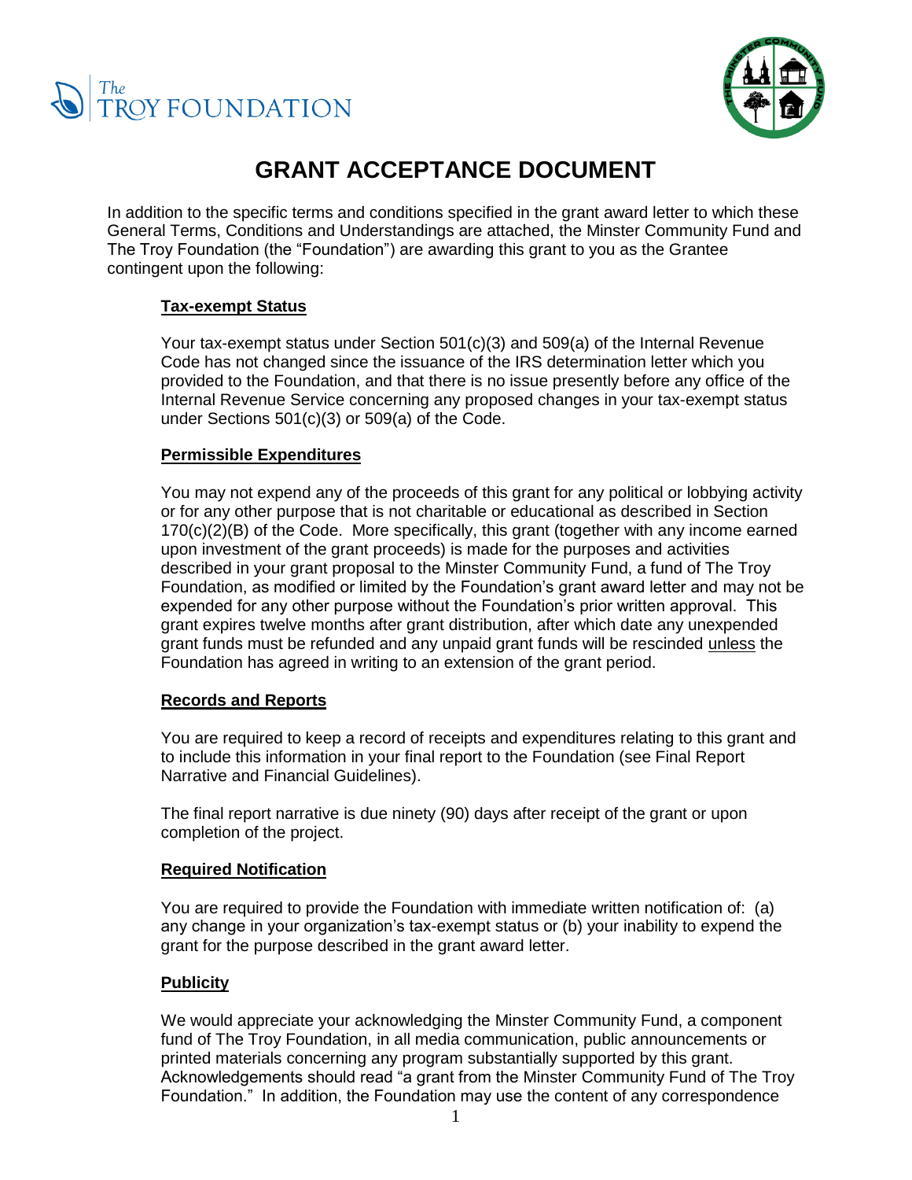# GRANT ACCEPTANCE DOCUMENT

In addition to the specific terms and conditions specified in the grant award letter to which these General Terms, Conditions and Understandings are attached, the Minster Community Fund and The Troy Foundation (the "Foundation") are awarding this grant to you as the Grantee contingent upon the following:

## Tax-exempt Status

Your tax-exempt status under Section 501(c)(3) and 509(a) of the Internal Revenue Code has not changed since the issuance of the IRS determination letter which you provided to the Foundation, and that there is no issue presently before any office of the Internal Revenue Service concerning any proposed changes in your tax-exempt status under Sections 501(c)(3) or 509(a) of the Code.

## Permissible Expenditures

You may not expend any of the proceeds of this grant for any political or lobbying activity or for any other purpose that is not charitable or educational as described in Section 170(c)(2)(B) of the Code. More specifically, this grant (together with any income earned upon investment of the grant proceeds) is made for the purposes and activities described in your grant proposal to the Minster Community Fund, a fund of The Troy Foundation, as modified or limited by the Foundation's grant award letter and may not be expended for any other purpose without the Foundation's prior written approval. This grant expires twelve months after grant distribution, after which date any unexpended grant funds must be refunded and any unpaid grant funds will be rescinded unless the Foundation has agreed in writing to an extension of the grant period.

## Records and Reports

You are required to keep a record of receipts and expenditures relating to this grant and to include this information in your final report to the Foundation (see Final Report Narrative and Financial Guidelines).

The final report narrative is due ninety (90) days after receipt of the grant or upon completion of the project.

## Required Notification

You are required to provide the Foundation with immediate written notification of: (a) any change in your organization's tax-exempt status or (b) your inability to expend the grant for the purpose described in the grant award letter.

## Publicity

We would appreciate your acknowledging the Minster Community Fund, a component fund of The Troy Foundation, in all media communication, public announcements or printed materials concerning any program substantially supported by this grant. Acknowledgements should read "a grant from the Minster Community Fund of The Troy Foundation." In addition, the Foundation may use the content of any correspondence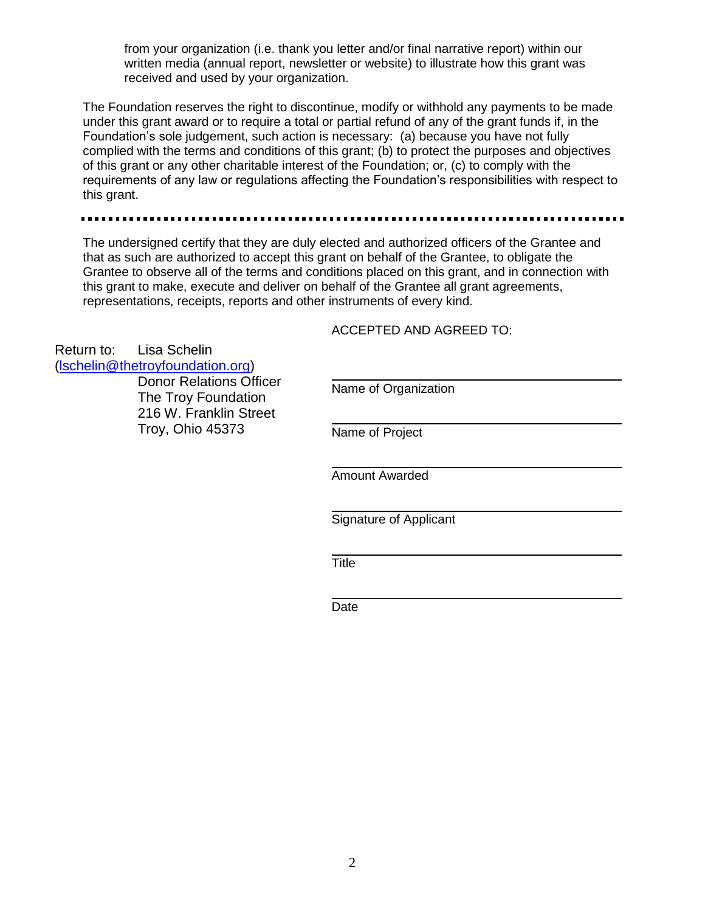from your organization (i.e. thank you letter and/or final narrative report) within our written media (annual report, newsletter or website) to illustrate how this grant was received and used by your organization.

The Foundation reserves the right to discontinue, modify or withhold any payments to be made under this grant award or to require a total or partial refund of any of the grant funds if, in the Foundation's sole judgement, such action is necessary: (a) because you have not fully complied with the terms and conditions of this grant; (b) to protect the purposes and objectives of this grant or any other charitable interest of the Foundation; or, (c) to comply with the requirements of any law or regulations affecting the Foundation's responsibilities with respect to this grant.

---

The undersigned certify that they are duly elected and authorized officers of the Grantee and that as such are authorized to accept this grant on behalf of the Grantee, to obligate the Grantee to observe all of the terms and conditions placed on this grant, and in connection with this grant to make, execute and deliver on behalf of the Grantee all grant agreements, representations, receipts, reports and other instruments of every kind.

ACCEPTED AND AGREED TO:

Return to: Lisa Schelin
(lschelin@thetroyfoundation.org)
Donor Relations Officer
The Troy Foundation
216 W. Franklin Street
Troy, Ohio 45373

______________________________
Name of Organization

______________________________
Name of Project

______________________________
Amount Awarded

______________________________
Signature of Applicant

______________________________
Title

______________________________
Date